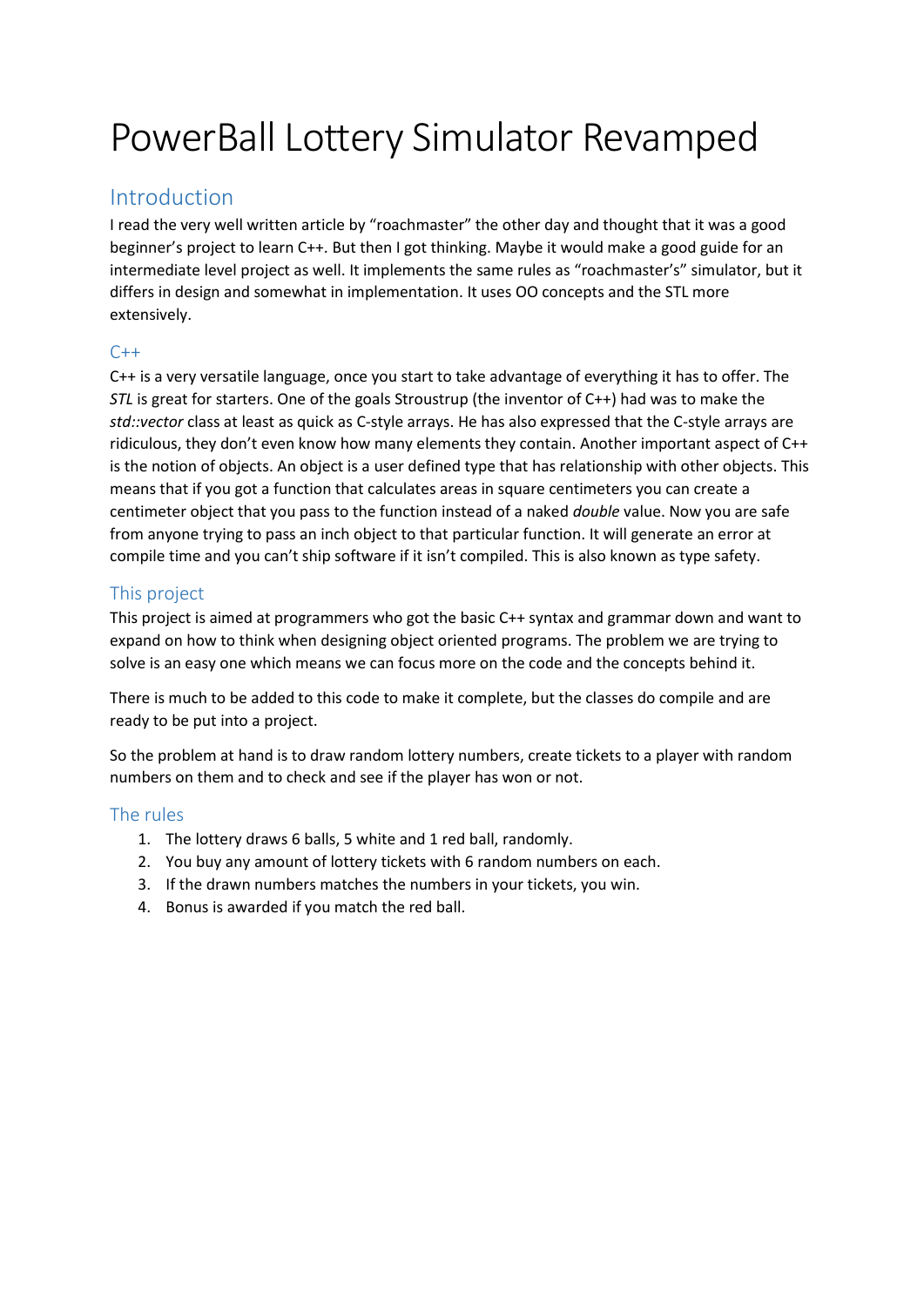# PowerBall Lottery Simulator Revamped

## Introduction

I read the very well written article by “roachmaster” the other day and thought that it was a good beginner’s project to learn C++. But then I got thinking. Maybe it would make a good guide for an intermediate level project as well. It implements the same rules as “roachmaster’s” simulator, but it differs in design and somewhat in implementation. It uses OO concepts and the STL more extensively.

### C++

C++ is a very versatile language, once you start to take advantage of everything it has to offer. The *STL* is great for starters. One of the goals Stroustrup (the inventor of C++) had was to make the *std::vector* class at least as quick as C-style arrays. He has also expressed that the C-style arrays are ridiculous, they don’t even know how many elements they contain. Another important aspect of C++ is the notion of objects. An object is a user defined type that has relationship with other objects. This means that if you got a function that calculates areas in square centimeters you can create a centimeter object that you pass to the function instead of a naked *double* value. Now you are safe from anyone trying to pass an inch object to that particular function. It will generate an error at compile time and you can’t ship software if it isn’t compiled. This is also known as type safety.

### This project

This project is aimed at programmers who got the basic C++ syntax and grammar down and want to expand on how to think when designing object oriented programs. The problem we are trying to solve is an easy one which means we can focus more on the code and the concepts behind it.

There is much to be added to this code to make it complete, but the classes do compile and are ready to be put into a project.

So the problem at hand is to draw random lottery numbers, create tickets to a player with random numbers on them and to check and see if the player has won or not.

### The rules

1. The lottery draws 6 balls, 5 white and 1 red ball, randomly.
2. You buy any amount of lottery tickets with 6 random numbers on each.
3. If the drawn numbers matches the numbers in your tickets, you win.
4. Bonus is awarded if you match the red ball.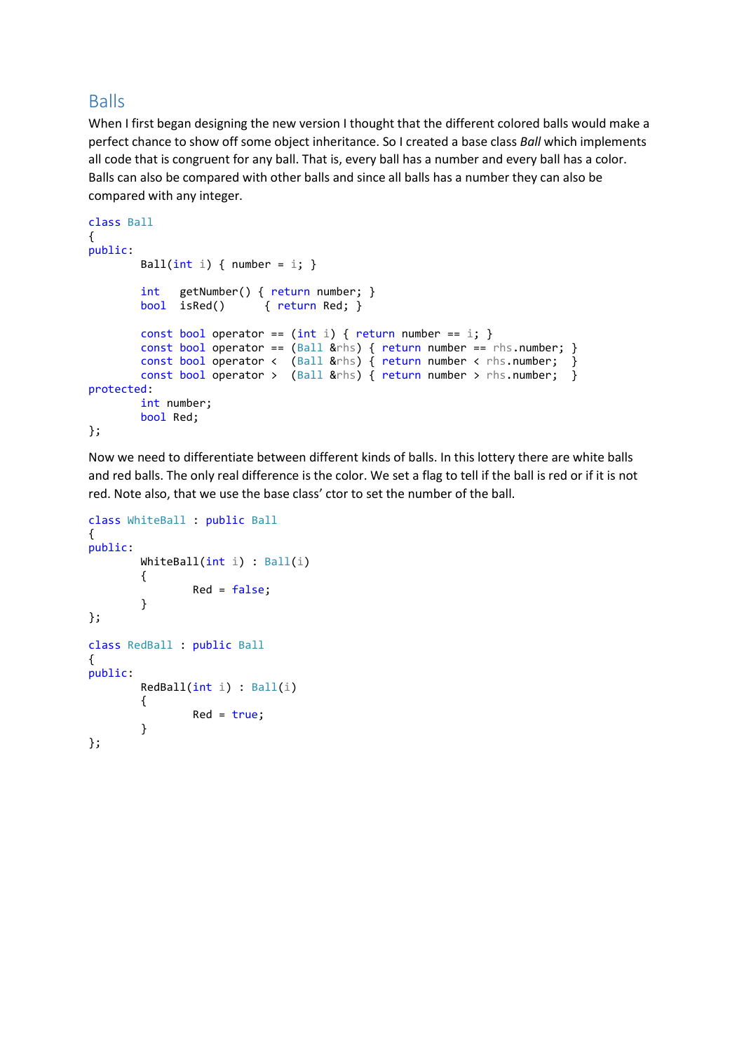## Balls

When I first began designing the new version I thought that the different colored balls would make a perfect chance to show off some object inheritance. So I created a base class *Ball* which implements all code that is congruent for any ball. That is, every ball has a number and every ball has a color. Balls can also be compared with other balls and since all balls has a number they can also be compared with any integer.

```
class Ball
{
public:
        Ball(int i) { number = i; }

        int   getNumber() { return number; }
        bool  isRed()      { return Red; }

        const bool operator == (int i) { return number == i; }
        const bool operator == (Ball &rhs) { return number == rhs.number; }
        const bool operator <  (Ball &rhs) { return number < rhs.number;  }
        const bool operator >  (Ball &rhs) { return number > rhs.number;  }
protected:
        int number;
        bool Red;
};
```

Now we need to differentiate between different kinds of balls. In this lottery there are white balls and red balls. The only real difference is the color. We set a flag to tell if the ball is red or if it is not red. Note also, that we use the base class' ctor to set the number of the ball.

```
class WhiteBall : public Ball
{
public:
        WhiteBall(int i) : Ball(i)
        {
                Red = false;
        }
};

class RedBall : public Ball
{
public:
        RedBall(int i) : Ball(i)
        {
                Red = true;
        }
};
```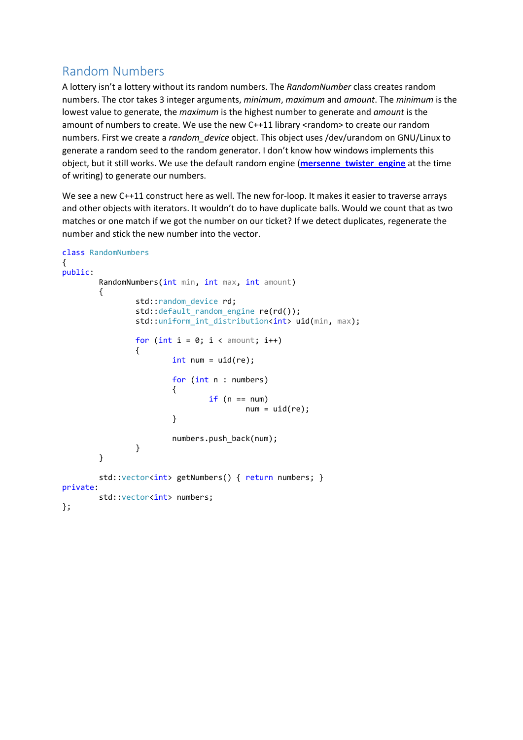## Random Numbers

A lottery isn't a lottery without its random numbers. The *RandomNumber* class creates random numbers. The ctor takes 3 integer arguments, *minimum*, *maximum* and *amount*. The *minimum* is the lowest value to generate, the *maximum* is the highest number to generate and *amount* is the amount of numbers to create. We use the new C++11 library <random> to create our random numbers. First we create a *random_device* object. This object uses /dev/urandom on GNU/Linux to generate a random seed to the random generator. I don't know how windows implements this object, but it still works. We use the default random engine (**mersenne_twister_engine** at the time of writing) to generate our numbers.

We see a new C++11 construct here as well. The new for-loop. It makes it easier to traverse arrays and other objects with iterators. It wouldn't do to have duplicate balls. Would we count that as two matches or one match if we got the number on our ticket? If we detect duplicates, regenerate the number and stick the new number into the vector.

```
class RandomNumbers
{
public:
        RandomNumbers(int min, int max, int amount)
        {
                std::random_device rd;
                std::default_random_engine re(rd());
                std::uniform_int_distribution<int> uid(min, max);

                for (int i = 0; i < amount; i++)
                {
                        int num = uid(re);

                        for (int n : numbers)
                        {
                                if (n == num)
                                        num = uid(re);
                        }

                        numbers.push_back(num);
                }
        }

        std::vector<int> getNumbers() { return numbers; }
private:
        std::vector<int> numbers;
};
```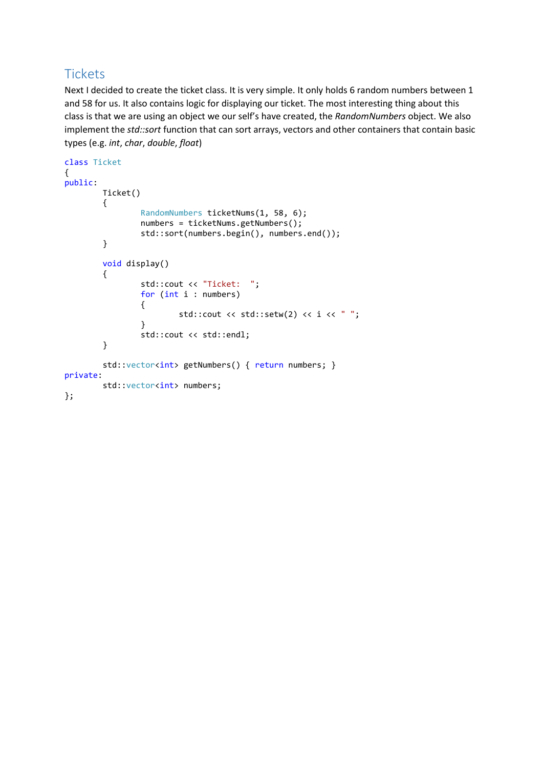## Tickets

Next I decided to create the ticket class. It is very simple. It only holds 6 random numbers between 1 and 58 for us. It also contains logic for displaying our ticket. The most interesting thing about this class is that we are using an object we our self's have created, the *RandomNumbers* object. We also implement the *std::sort* function that can sort arrays, vectors and other containers that contain basic types (e.g. *int*, *char*, *double*, *float*)

```
class Ticket
{
public:
        Ticket()
        {
                RandomNumbers ticketNums(1, 58, 6);
                numbers = ticketNums.getNumbers();
                std::sort(numbers.begin(), numbers.end());
        }

        void display()
        {
                std::cout << "Ticket:  ";
                for (int i : numbers)
                {
                        std::cout << std::setw(2) << i << " ";
                }
                std::cout << std::endl;
        }

        std::vector<int> getNumbers() { return numbers; }
private:
        std::vector<int> numbers;
};
```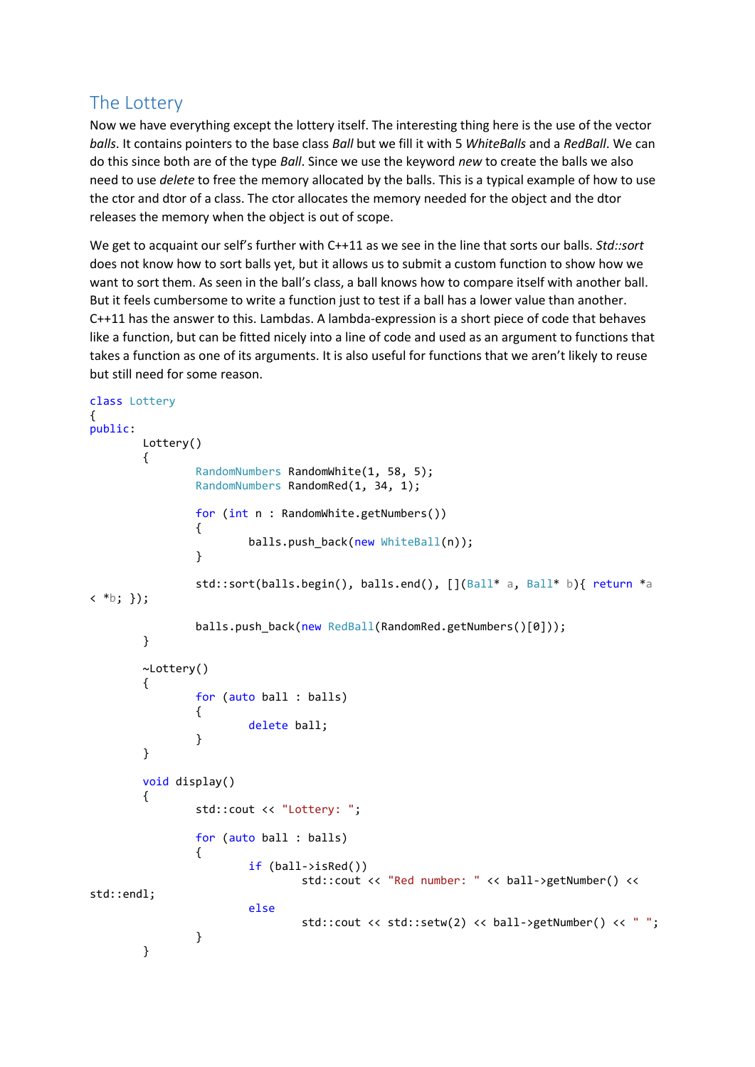## The Lottery

Now we have everything except the lottery itself. The interesting thing here is the use of the vector *balls*. It contains pointers to the base class *Ball* but we fill it with 5 *WhiteBalls* and a *RedBall*. We can do this since both are of the type *Ball*. Since we use the keyword *new* to create the balls we also need to use *delete* to free the memory allocated by the balls. This is a typical example of how to use the ctor and dtor of a class. The ctor allocates the memory needed for the object and the dtor releases the memory when the object is out of scope.

We get to acquaint our self's further with C++11 as we see in the line that sorts our balls. *Std::sort* does not know how to sort balls yet, but it allows us to submit a custom function to show how we want to sort them. As seen in the ball's class, a ball knows how to compare itself with another ball. But it feels cumbersome to write a function just to test if a ball has a lower value than another. C++11 has the answer to this. Lambdas. A lambda-expression is a short piece of code that behaves like a function, but can be fitted nicely into a line of code and used as an argument to functions that takes a function as one of its arguments. It is also useful for functions that we aren't likely to reuse but still need for some reason.

```
class Lottery
{
public:
        Lottery()
        {
                RandomNumbers RandomWhite(1, 58, 5);
                RandomNumbers RandomRed(1, 34, 1);

                for (int n : RandomWhite.getNumbers())
                {
                        balls.push_back(new WhiteBall(n));
                }

                std::sort(balls.begin(), balls.end(), [](Ball* a, Ball* b){ return *a
< *b; });

                balls.push_back(new RedBall(RandomRed.getNumbers()[0]));
        }

        ~Lottery()
        {
                for (auto ball : balls)
                {
                        delete ball;
                }
        }

        void display()
        {
                std::cout << "Lottery: ";

                for (auto ball : balls)
                {
                        if (ball->isRed())
                                std::cout << "Red number: " << ball->getNumber() <<
std::endl;
                        else
                                std::cout << std::setw(2) << ball->getNumber() << " ";
                }
        }
```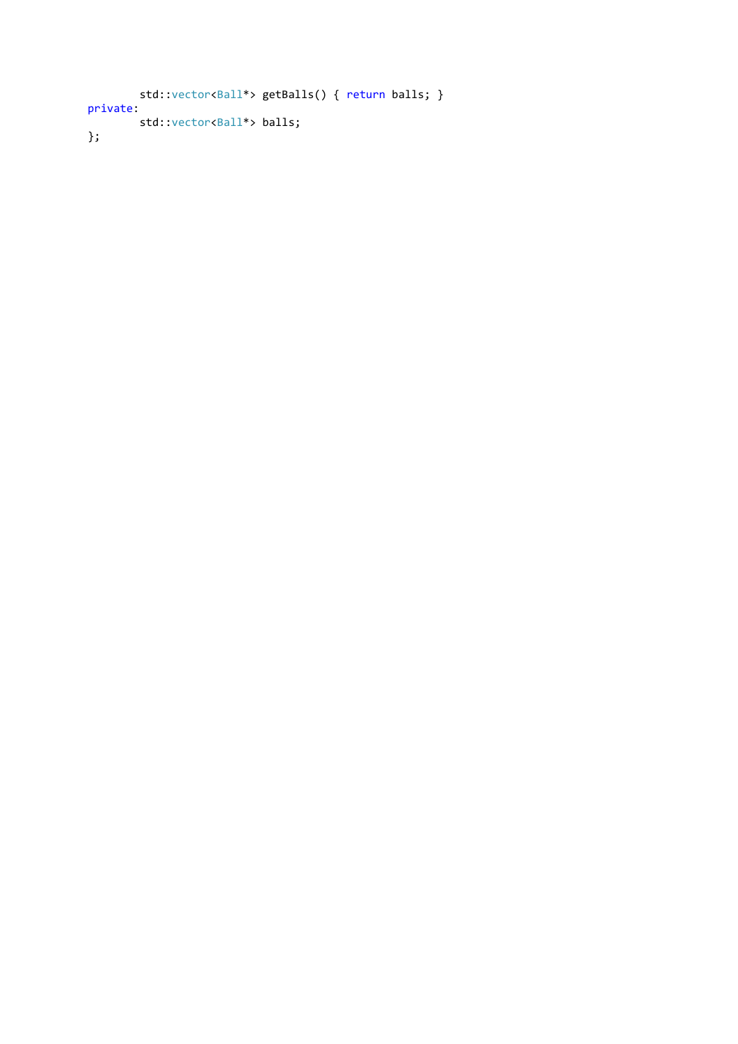```
        std::vector<Ball*> getBalls() { return balls; }
private:
        std::vector<Ball*> balls;
};
```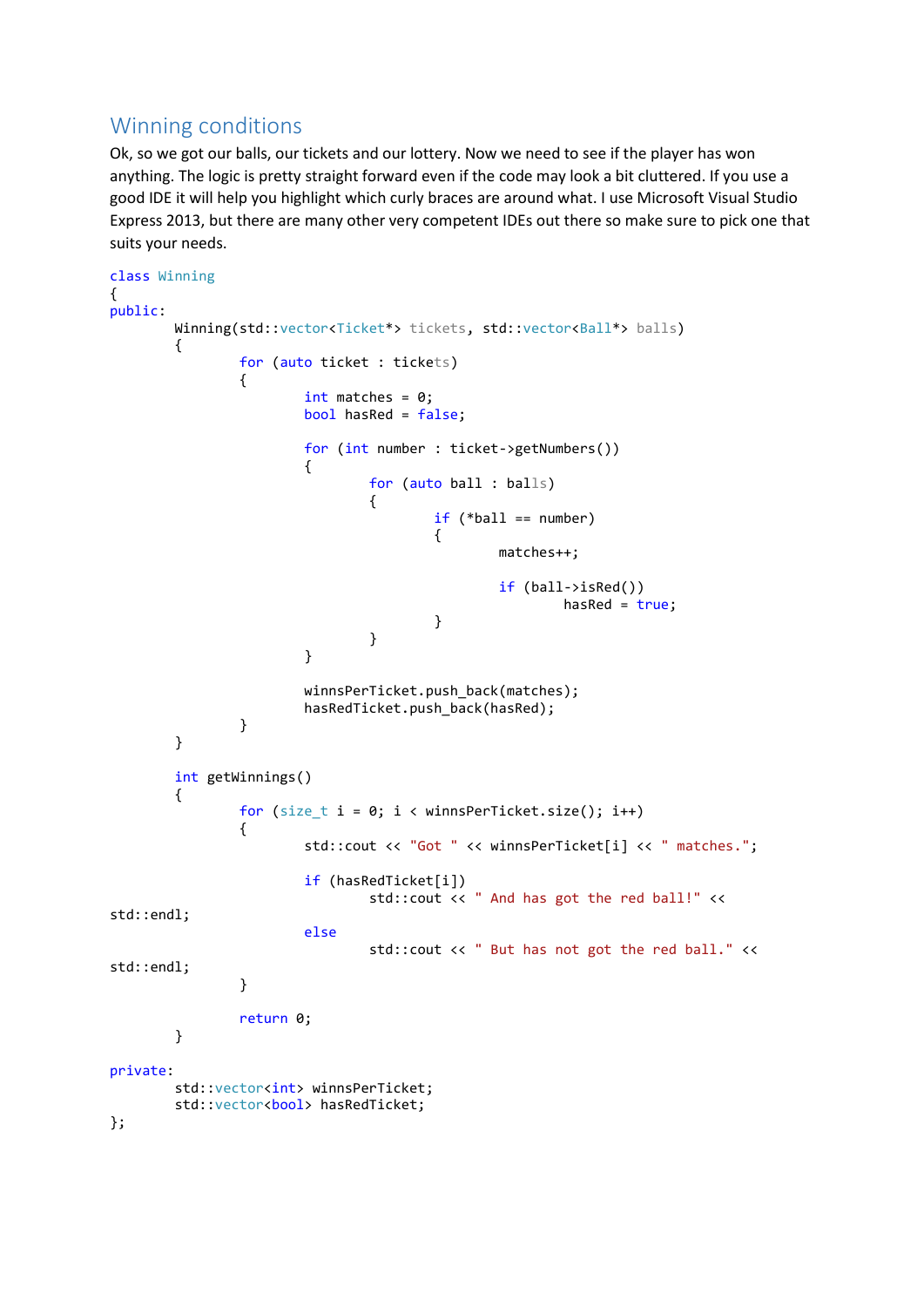## Winning conditions

Ok, so we got our balls, our tickets and our lottery. Now we need to see if the player has won anything. The logic is pretty straight forward even if the code may look a bit cluttered. If you use a good IDE it will help you highlight which curly braces are around what. I use Microsoft Visual Studio Express 2013, but there are many other very competent IDEs out there so make sure to pick one that suits your needs.

```
class Winning
{
public:
	Winning(std::vector<Ticket*> tickets, std::vector<Ball*> balls)
	{
		for (auto ticket : tickets)
		{
			int matches = 0;
			bool hasRed = false;

			for (int number : ticket->getNumbers())
			{
				for (auto ball : balls)
				{
					if (*ball == number)
					{
						matches++;

						if (ball->isRed())
							hasRed = true;
					}
				}
			}

			winnsPerTicket.push_back(matches);
			hasRedTicket.push_back(hasRed);
		}
	}

	int getWinnings()
	{
		for (size_t i = 0; i < winnsPerTicket.size(); i++)
		{
			std::cout << "Got " << winnsPerTicket[i] << " matches.";

			if (hasRedTicket[i])
				std::cout << " And has got the red ball!" << 
std::endl;
			else
				std::cout << " But has not got the red ball." << 
std::endl;
		}

		return 0;
	}

private:
	std::vector<int> winnsPerTicket;
	std::vector<bool> hasRedTicket;
};
```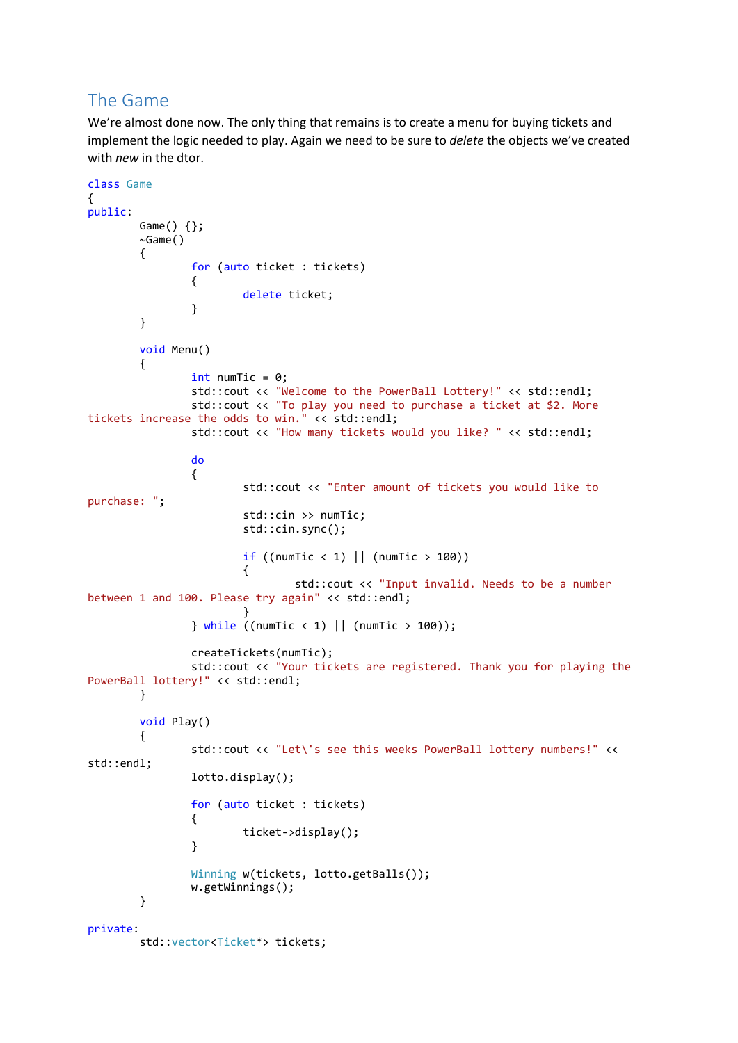## The Game

We're almost done now. The only thing that remains is to create a menu for buying tickets and implement the logic needed to play. Again we need to be sure to *delete* the objects we've created with *new* in the dtor.

```
class Game
{
public:
	Game() {};
	~Game()
	{
		for (auto ticket : tickets)
		{
			delete ticket;
		}
	}

	void Menu()
	{
		int numTic = 0;
		std::cout << "Welcome to the PowerBall Lottery!" << std::endl;
		std::cout << "To play you need to purchase a ticket at $2. More tickets increase the odds to win." << std::endl;
		std::cout << "How many tickets would you like? " << std::endl;

		do
		{
			std::cout << "Enter amount of tickets you would like to purchase: ";
			std::cin >> numTic;
			std::cin.sync();

			if ((numTic < 1) || (numTic > 100))
			{
				std::cout << "Input invalid. Needs to be a number between 1 and 100. Please try again" << std::endl;
			}
		} while ((numTic < 1) || (numTic > 100));

		createTickets(numTic);
		std::cout << "Your tickets are registered. Thank you for playing the PowerBall lottery!" << std::endl;
	}

	void Play()
	{
		std::cout << "Let\'s see this weeks PowerBall lottery numbers!" << std::endl;
		lotto.display();

		for (auto ticket : tickets)
		{
			ticket->display();
		}

		Winning w(tickets, lotto.getBalls());
		w.getWinnings();
	}

private:
	std::vector<Ticket*> tickets;
```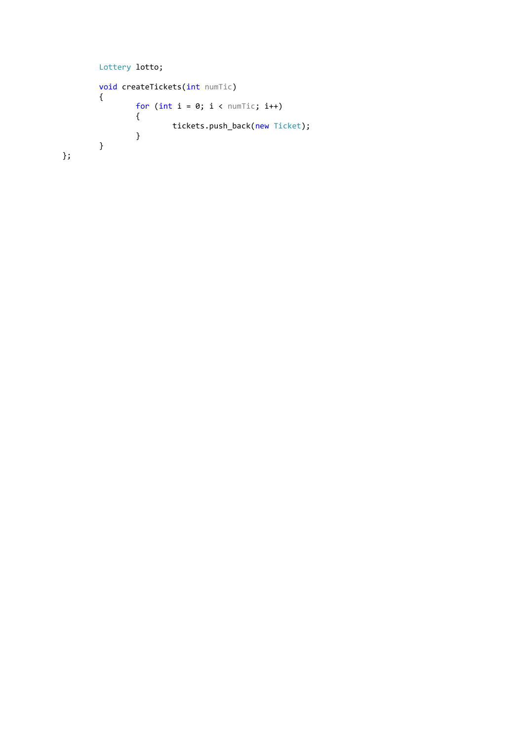```
	Lottery lotto;

	void createTickets(int numTic)
	{
		for (int i = 0; i < numTic; i++)
		{
			tickets.push_back(new Ticket);
		}
	}
};
```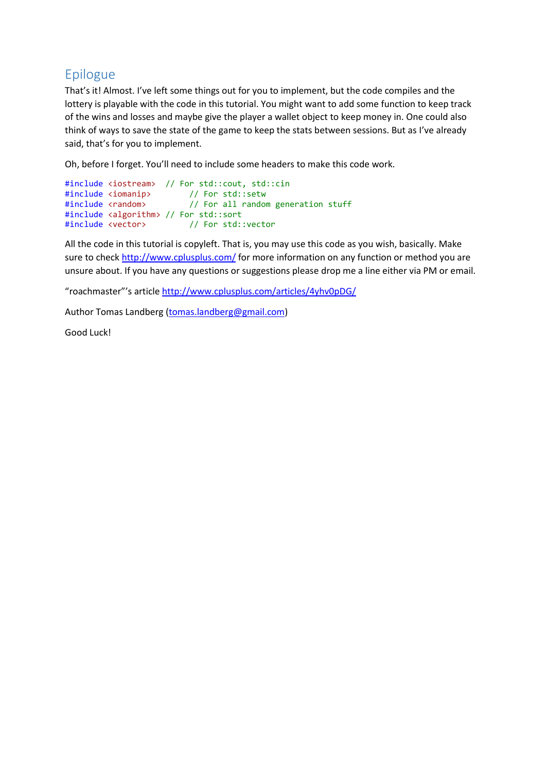## Epilogue

That's it! Almost. I've left some things out for you to implement, but the code compiles and the lottery is playable with the code in this tutorial. You might want to add some function to keep track of the wins and losses and maybe give the player a wallet object to keep money in. One could also think of ways to save the state of the game to keep the stats between sessions. But as I've already said, that's for you to implement.

Oh, before I forget. You'll need to include some headers to make this code work.

```
#include <iostream>  // For std::cout, std::cin
#include <iomanip>        // For std::setw
#include <random>         // For all random generation stuff
#include <algorithm> // For std::sort
#include <vector>         // For std::vector
```

All the code in this tutorial is copyleft. That is, you may use this code as you wish, basically. Make sure to check http://www.cplusplus.com/ for more information on any function or method you are unsure about. If you have any questions or suggestions please drop me a line either via PM or email.

"roachmaster"'s article http://www.cplusplus.com/articles/4yhv0pDG/

Author Tomas Landberg (tomas.landberg@gmail.com)

Good Luck!